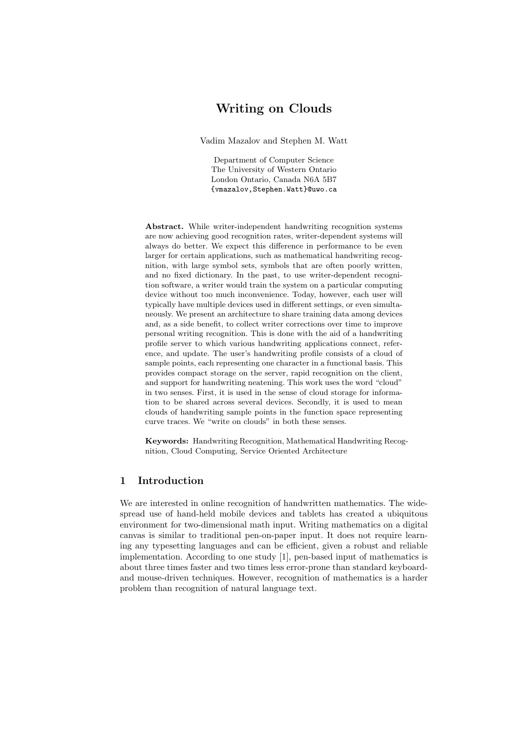# Writing on Clouds

Vadim Mazalov and Stephen M. Watt

Department of Computer Science
The University of Western Ontario
London Ontario, Canada N6A 5B7
{vmazalov,Stephen.Watt}@uwo.ca

**Abstract.** While writer-independent handwriting recognition systems are now achieving good recognition rates, writer-dependent systems will always do better. We expect this difference in performance to be even larger for certain applications, such as mathematical handwriting recognition, with large symbol sets, symbols that are often poorly written, and no fixed dictionary. In the past, to use writer-dependent recognition software, a writer would train the system on a particular computing device without too much inconvenience. Today, however, each user will typically have multiple devices used in different settings, or even simultaneously. We present an architecture to share training data among devices and, as a side benefit, to collect writer corrections over time to improve personal writing recognition. This is done with the aid of a handwriting profile server to which various handwriting applications connect, reference, and update. The user's handwriting profile consists of a cloud of sample points, each representing one character in a functional basis. This provides compact storage on the server, rapid recognition on the client, and support for handwriting neatening. This work uses the word "cloud" in two senses. First, it is used in the sense of cloud storage for information to be shared across several devices. Secondly, it is used to mean clouds of handwriting sample points in the function space representing curve traces. We "write on clouds" in both these senses.

**Keywords:** Handwriting Recognition, Mathematical Handwriting Recognition, Cloud Computing, Service Oriented Architecture

## 1 Introduction

We are interested in online recognition of handwritten mathematics. The widespread use of hand-held mobile devices and tablets has created a ubiquitous environment for two-dimensional math input. Writing mathematics on a digital canvas is similar to traditional pen-on-paper input. It does not require learning any typesetting languages and can be efficient, given a robust and reliable implementation. According to one study [1], pen-based input of mathematics is about three times faster and two times less error-prone than standard keyboard- and mouse-driven techniques. However, recognition of mathematics is a harder problem than recognition of natural language text.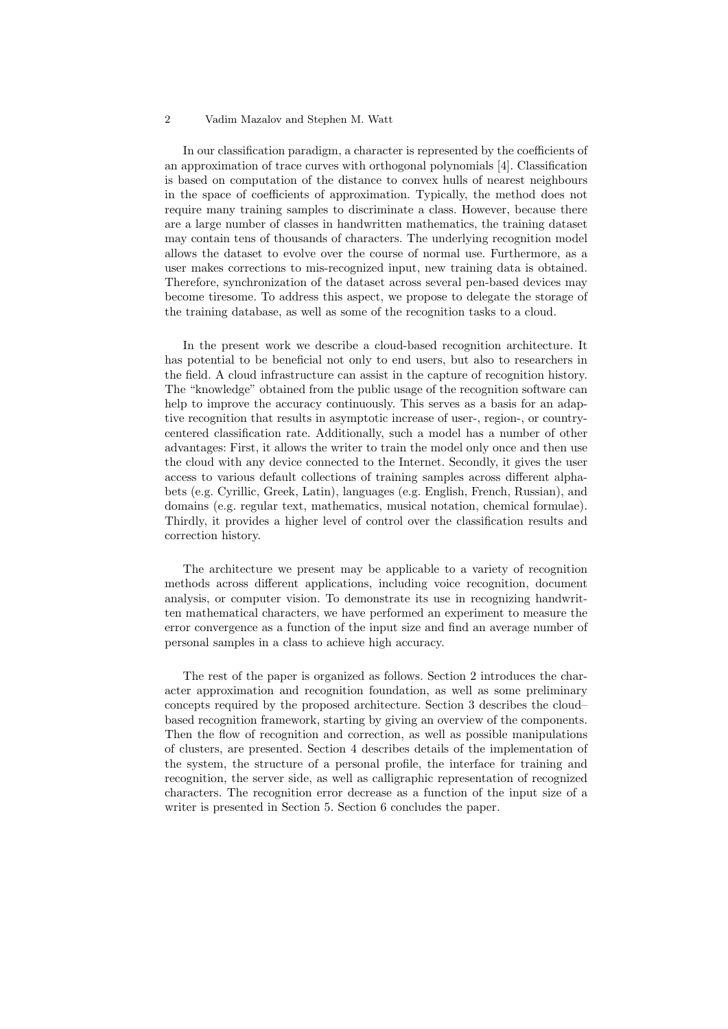In our classification paradigm, a character is represented by the coefficients of an approximation of trace curves with orthogonal polynomials [4]. Classification is based on computation of the distance to convex hulls of nearest neighbours in the space of coefficients of approximation. Typically, the method does not require many training samples to discriminate a class. However, because there are a large number of classes in handwritten mathematics, the training dataset may contain tens of thousands of characters. The underlying recognition model allows the dataset to evolve over the course of normal use. Furthermore, as a user makes corrections to mis-recognized input, new training data is obtained. Therefore, synchronization of the dataset across several pen-based devices may become tiresome. To address this aspect, we propose to delegate the storage of the training database, as well as some of the recognition tasks to a cloud.

In the present work we describe a cloud-based recognition architecture. It has potential to be beneficial not only to end users, but also to researchers in the field. A cloud infrastructure can assist in the capture of recognition history. The "knowledge" obtained from the public usage of the recognition software can help to improve the accuracy continuously. This serves as a basis for an adaptive recognition that results in asymptotic increase of user-, region-, or country-centered classification rate. Additionally, such a model has a number of other advantages: First, it allows the writer to train the model only once and then use the cloud with any device connected to the Internet. Secondly, it gives the user access to various default collections of training samples across different alphabets (e.g. Cyrillic, Greek, Latin), languages (e.g. English, French, Russian), and domains (e.g. regular text, mathematics, musical notation, chemical formulae). Thirdly, it provides a higher level of control over the classification results and correction history.

The architecture we present may be applicable to a variety of recognition methods across different applications, including voice recognition, document analysis, or computer vision. To demonstrate its use in recognizing handwritten mathematical characters, we have performed an experiment to measure the error convergence as a function of the input size and find an average number of personal samples in a class to achieve high accuracy.

The rest of the paper is organized as follows. Section 2 introduces the character approximation and recognition foundation, as well as some preliminary concepts required by the proposed architecture. Section 3 describes the cloud–based recognition framework, starting by giving an overview of the components. Then the flow of recognition and correction, as well as possible manipulations of clusters, are presented. Section 4 describes details of the implementation of the system, the structure of a personal profile, the interface for training and recognition, the server side, as well as calligraphic representation of recognized characters. The recognition error decrease as a function of the input size of a writer is presented in Section 5. Section 6 concludes the paper.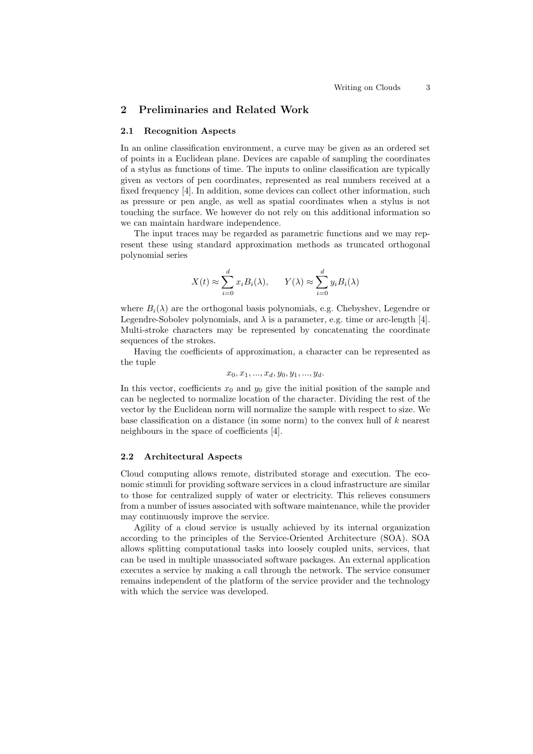## 2 Preliminaries and Related Work

### 2.1 Recognition Aspects

In an online classification environment, a curve may be given as an ordered set of points in a Euclidean plane. Devices are capable of sampling the coordinates of a stylus as functions of time. The inputs to online classification are typically given as vectors of pen coordinates, represented as real numbers received at a fixed frequency [4]. In addition, some devices can collect other information, such as pressure or pen angle, as well as spatial coordinates when a stylus is not touching the surface. We however do not rely on this additional information so we can maintain hardware independence.

The input traces may be regarded as parametric functions and we may represent these using standard approximation methods as truncated orthogonal polynomial series

$$X(t) \approx \sum_{i=0}^{d} x_i B_i(\lambda), \qquad Y(\lambda) \approx \sum_{i=0}^{d} y_i B_i(\lambda)$$

where $B_i(\lambda)$ are the orthogonal basis polynomials, e.g. Chebyshev, Legendre or Legendre-Sobolev polynomials, and $\lambda$ is a parameter, e.g. time or arc-length [4]. Multi-stroke characters may be represented by concatenating the coordinate sequences of the strokes.

Having the coefficients of approximation, a character can be represented as the tuple

$$x_0, x_1, ..., x_d, y_0, y_1, ..., y_d.$$

In this vector, coefficients $x_0$ and $y_0$ give the initial position of the sample and can be neglected to normalize location of the character. Dividing the rest of the vector by the Euclidean norm will normalize the sample with respect to size. We base classification on a distance (in some norm) to the convex hull of $k$ nearest neighbours in the space of coefficients [4].

### 2.2 Architectural Aspects

Cloud computing allows remote, distributed storage and execution. The economic stimuli for providing software services in a cloud infrastructure are similar to those for centralized supply of water or electricity. This relieves consumers from a number of issues associated with software maintenance, while the provider may continuously improve the service.

Agility of a cloud service is usually achieved by its internal organization according to the principles of the Service-Oriented Architecture (SOA). SOA allows splitting computational tasks into loosely coupled units, services, that can be used in multiple unassociated software packages. An external application executes a service by making a call through the network. The service consumer remains independent of the platform of the service provider and the technology with which the service was developed.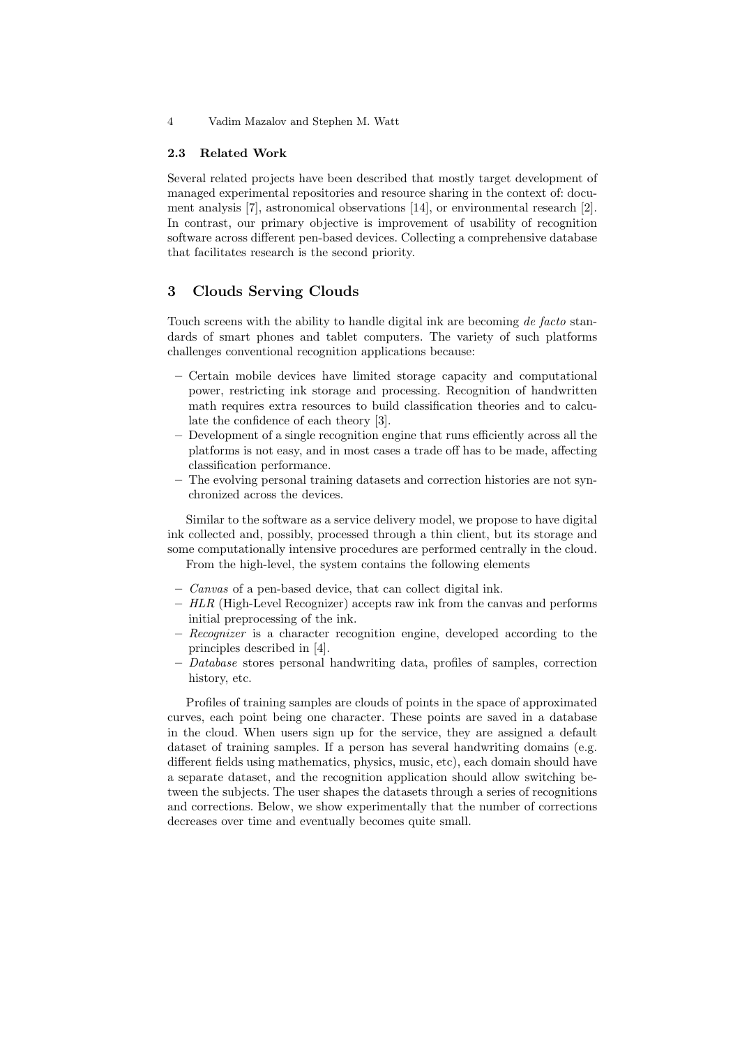### 2.3 Related Work

Several related projects have been described that mostly target development of managed experimental repositories and resource sharing in the context of: document analysis [7], astronomical observations [14], or environmental research [2]. In contrast, our primary objective is improvement of usability of recognition software across different pen-based devices. Collecting a comprehensive database that facilitates research is the second priority.

## 3 Clouds Serving Clouds

Touch screens with the ability to handle digital ink are becoming *de facto* standards of smart phones and tablet computers. The variety of such platforms challenges conventional recognition applications because:

- Certain mobile devices have limited storage capacity and computational power, restricting ink storage and processing. Recognition of handwritten math requires extra resources to build classification theories and to calculate the confidence of each theory [3].
- Development of a single recognition engine that runs efficiently across all the platforms is not easy, and in most cases a trade off has to be made, affecting classification performance.
- The evolving personal training datasets and correction histories are not synchronized across the devices.

Similar to the software as a service delivery model, we propose to have digital ink collected and, possibly, processed through a thin client, but its storage and some computationally intensive procedures are performed centrally in the cloud.

From the high-level, the system contains the following elements

- *Canvas* of a pen-based device, that can collect digital ink.
- *HLR* (High-Level Recognizer) accepts raw ink from the canvas and performs initial preprocessing of the ink.
- *Recognizer* is a character recognition engine, developed according to the principles described in [4].
- *Database* stores personal handwriting data, profiles of samples, correction history, etc.

Profiles of training samples are clouds of points in the space of approximated curves, each point being one character. These points are saved in a database in the cloud. When users sign up for the service, they are assigned a default dataset of training samples. If a person has several handwriting domains (e.g. different fields using mathematics, physics, music, etc), each domain should have a separate dataset, and the recognition application should allow switching between the subjects. The user shapes the datasets through a series of recognitions and corrections. Below, we show experimentally that the number of corrections decreases over time and eventually becomes quite small.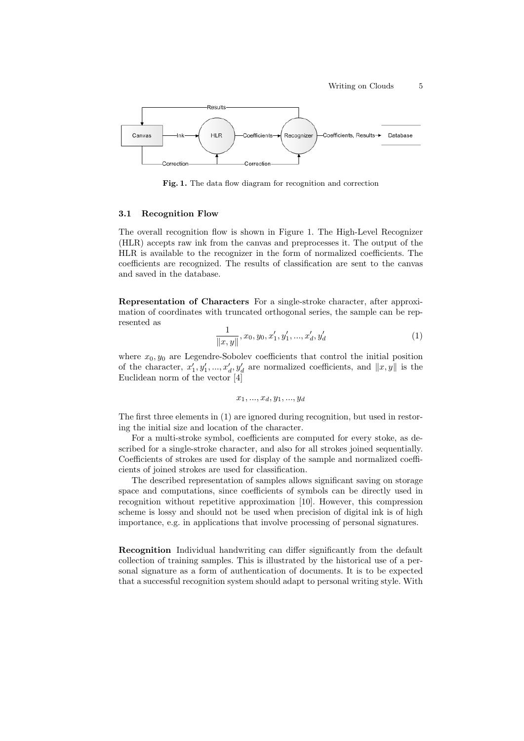Fig. 1. The data flow diagram for recognition and correction

### 3.1 Recognition Flow

The overall recognition flow is shown in Figure 1. The High-Level Recognizer (HLR) accepts raw ink from the canvas and preprocesses it. The output of the HLR is available to the recognizer in the form of normalized coefficients. The coefficients are recognized. The results of classification are sent to the canvas and saved in the database.

**Representation of Characters** For a single-stroke character, after approximation of coordinates with truncated orthogonal series, the sample can be represented as

$$\frac{1}{\|x,y\|}, x_0, y_0, x_1', y_1', ..., x_d', y_d' \tag{1}$$

where $x_0, y_0$ are Legendre-Sobolev coefficients that control the initial position of the character, $x_1', y_1', ..., x_d', y_d'$ are normalized coefficients, and $\|x, y\|$ is the Euclidean norm of the vector [4]

$$x_1, ..., x_d, y_1, ..., y_d$$

The first three elements in (1) are ignored during recognition, but used in restoring the initial size and location of the character.

For a multi-stroke symbol, coefficients are computed for every stoke, as described for a single-stroke character, and also for all strokes joined sequentially. Coefficients of strokes are used for display of the sample and normalized coefficients of joined strokes are used for classification.

The described representation of samples allows significant saving on storage space and computations, since coefficients of symbols can be directly used in recognition without repetitive approximation [10]. However, this compression scheme is lossy and should not be used when precision of digital ink is of high importance, e.g. in applications that involve processing of personal signatures.

**Recognition** Individual handwriting can differ significantly from the default collection of training samples. This is illustrated by the historical use of a personal signature as a form of authentication of documents. It is to be expected that a successful recognition system should adapt to personal writing style. With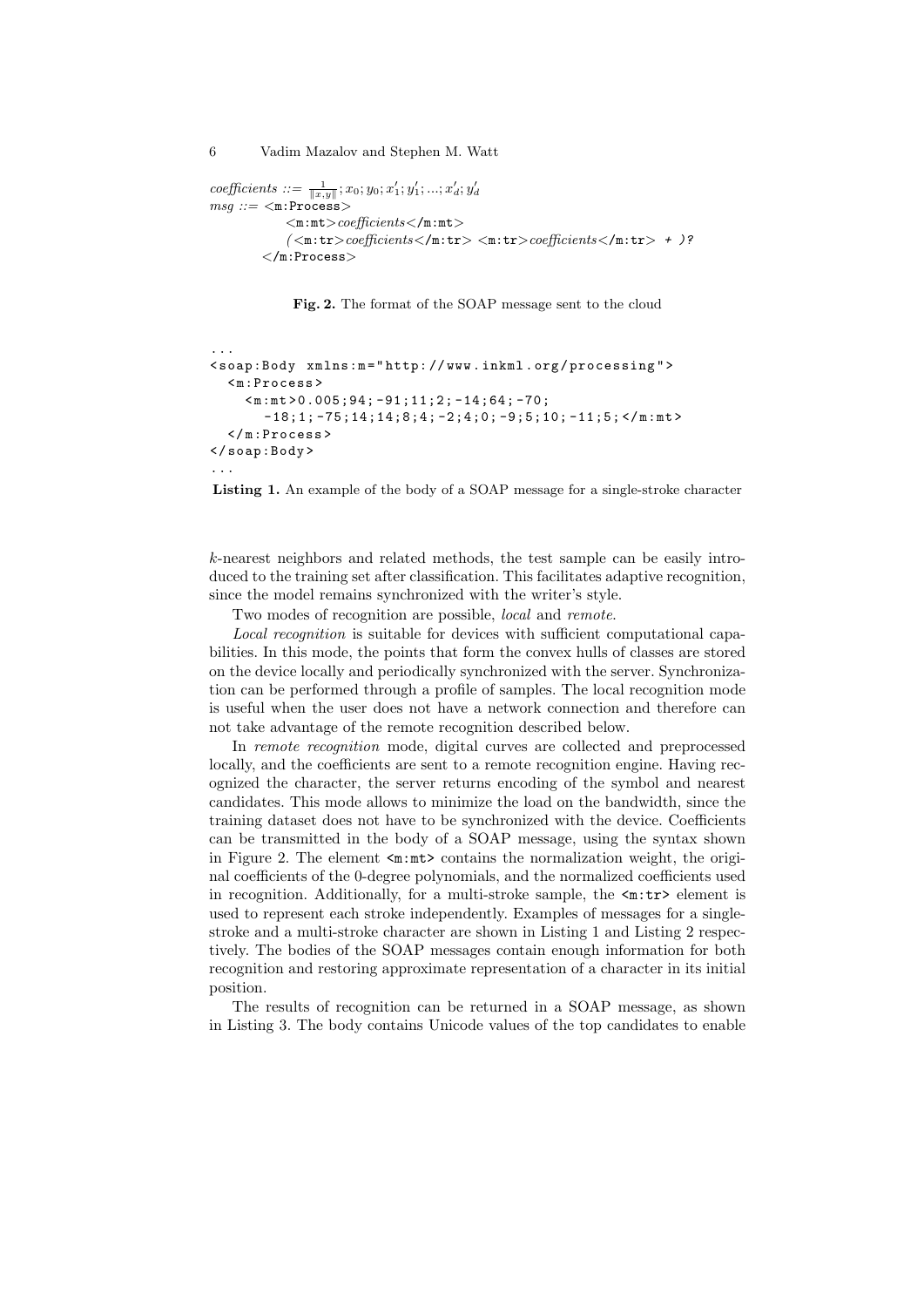$coefficients ::= \frac{1}{\|x,y\|}; x_0; y_0; x'_1; y'_1; ...; x'_d; y'_d$

```
msg ::= <m:Process>
          <m:mt>coefficients</m:mt>
          (<m:tr>coefficients</m:tr> <m:tr>coefficients</m:tr> + )?
        </m:Process>
```

**Fig. 2.** The format of the SOAP message sent to the cloud

```
...
<soap:Body xmlns:m="http://www.inkml.org/processing">
  <m:Process>
    <m:mt>0.005;94;-91;11;2;-14;64;-70;
      -18;1;-75;14;14;8;4;-2;4;0;-9;5;10;-11;5;</m:mt>
  </m:Process>
</soap:Body>
...
```

**Listing 1.** An example of the body of a SOAP message for a single-stroke character

$k$-nearest neighbors and related methods, the test sample can be easily introduced to the training set after classification. This facilitates adaptive recognition, since the model remains synchronized with the writer's style.

Two modes of recognition are possible, *local* and *remote*.

*Local recognition* is suitable for devices with sufficient computational capabilities. In this mode, the points that form the convex hulls of classes are stored on the device locally and periodically synchronized with the server. Synchronization can be performed through a profile of samples. The local recognition mode is useful when the user does not have a network connection and therefore can not take advantage of the remote recognition described below.

In *remote recognition* mode, digital curves are collected and preprocessed locally, and the coefficients are sent to a remote recognition engine. Having recognized the character, the server returns encoding of the symbol and nearest candidates. This mode allows to minimize the load on the bandwidth, since the training dataset does not have to be synchronized with the device. Coefficients can be transmitted in the body of a SOAP message, using the syntax shown in Figure 2. The element `<m:mt>` contains the normalization weight, the original coefficients of the 0-degree polynomials, and the normalized coefficients used in recognition. Additionally, for a multi-stroke sample, the `<m:tr>` element is used to represent each stroke independently. Examples of messages for a single-stroke and a multi-stroke character are shown in Listing 1 and Listing 2 respectively. The bodies of the SOAP messages contain enough information for both recognition and restoring approximate representation of a character in its initial position.

The results of recognition can be returned in a SOAP message, as shown in Listing 3. The body contains Unicode values of the top candidates to enable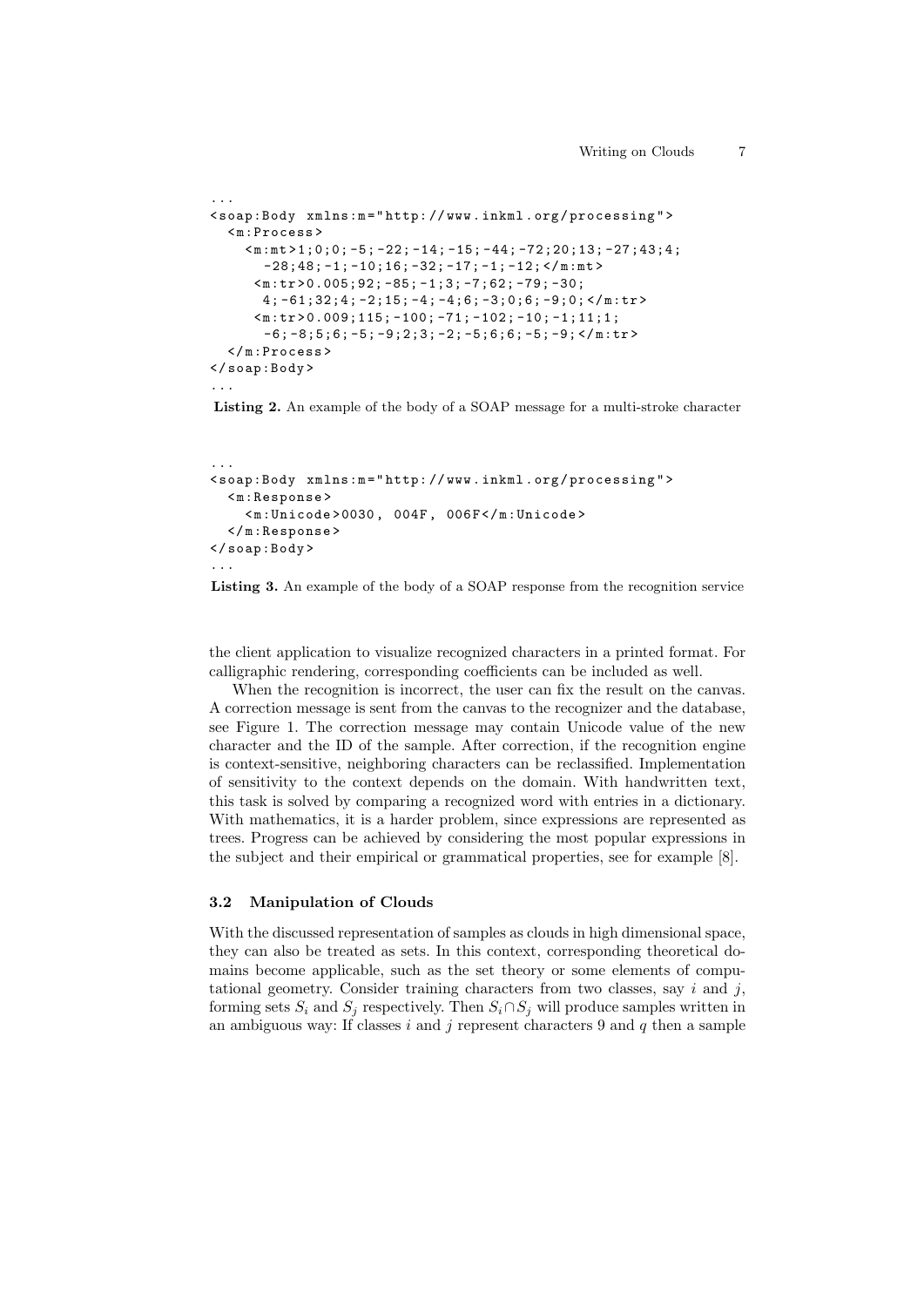```
...
<soap:Body xmlns:m="http://www.inkml.org/processing">
  <m:Process>
    <m:mt>1;0;0;-5;-22;-14;-15;-44;-72;20;13;-27;43;4;
      -28;48;-1;-10;16;-32;-17;-1;-12;</m:mt>
     <m:tr>0.005;92;-85;-1;3;-7;62;-79;-30;
      4;-61;32;4;-2;15;-4;-4;6;-3;0;6;-9;0;</m:tr>
     <m:tr>0.009;115;-100;-71;-102;-10;-1;11;1;
      -6;-8;5;6;-5;-9;2;3;-2;-5;6;6;-5;-9;</m:tr>
  </m:Process>
</soap:Body>
...
```

**Listing 2.** An example of the body of a SOAP message for a multi-stroke character

```
...
<soap:Body xmlns:m="http://www.inkml.org/processing">
  <m:Response>
    <m:Unicode>0030, 004F, 006F</m:Unicode>
  </m:Response>
</soap:Body>
...
```

**Listing 3.** An example of the body of a SOAP response from the recognition service

the client application to visualize recognized characters in a printed format. For calligraphic rendering, corresponding coefficients can be included as well.

When the recognition is incorrect, the user can fix the result on the canvas. A correction message is sent from the canvas to the recognizer and the database, see Figure 1. The correction message may contain Unicode value of the new character and the ID of the sample. After correction, if the recognition engine is context-sensitive, neighboring characters can be reclassified. Implementation of sensitivity to the context depends on the domain. With handwritten text, this task is solved by comparing a recognized word with entries in a dictionary. With mathematics, it is a harder problem, since expressions are represented as trees. Progress can be achieved by considering the most popular expressions in the subject and their empirical or grammatical properties, see for example [8].

### 3.2 Manipulation of Clouds

With the discussed representation of samples as clouds in high dimensional space, they can also be treated as sets. In this context, corresponding theoretical domains become applicable, such as the set theory or some elements of computational geometry. Consider training characters from two classes, say $i$ and $j$, forming sets $S_i$ and $S_j$ respectively. Then $S_i \cap S_j$ will produce samples written in an ambiguous way: If classes $i$ and $j$ represent characters 9 and $q$ then a sample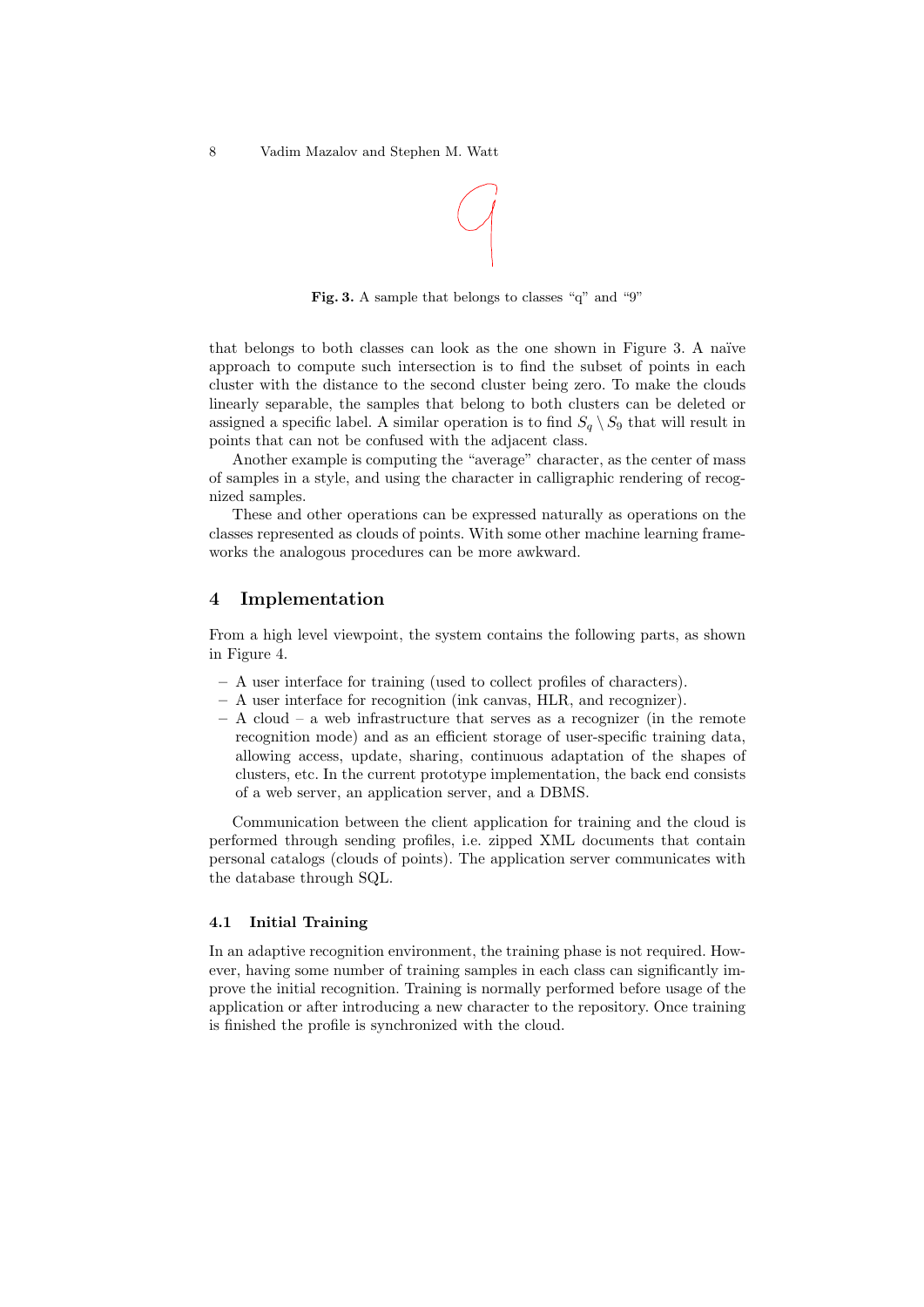Fig. 3. A sample that belongs to classes "q" and "9"

that belongs to both classes can look as the one shown in Figure 3. A naïve approach to compute such intersection is to find the subset of points in each cluster with the distance to the second cluster being zero. To make the clouds linearly separable, the samples that belong to both clusters can be deleted or assigned a specific label. A similar operation is to find $S_q \setminus S_9$ that will result in points that can not be confused with the adjacent class.

Another example is computing the "average" character, as the center of mass of samples in a style, and using the character in calligraphic rendering of recognized samples.

These and other operations can be expressed naturally as operations on the classes represented as clouds of points. With some other machine learning frameworks the analogous procedures can be more awkward.

## 4 Implementation

From a high level viewpoint, the system contains the following parts, as shown in Figure 4.

- A user interface for training (used to collect profiles of characters).
- A user interface for recognition (ink canvas, HLR, and recognizer).
- A cloud – a web infrastructure that serves as a recognizer (in the remote recognition mode) and as an efficient storage of user-specific training data, allowing access, update, sharing, continuous adaptation of the shapes of clusters, etc. In the current prototype implementation, the back end consists of a web server, an application server, and a DBMS.

Communication between the client application for training and the cloud is performed through sending profiles, i.e. zipped XML documents that contain personal catalogs (clouds of points). The application server communicates with the database through SQL.

### 4.1 Initial Training

In an adaptive recognition environment, the training phase is not required. However, having some number of training samples in each class can significantly improve the initial recognition. Training is normally performed before usage of the application or after introducing a new character to the repository. Once training is finished the profile is synchronized with the cloud.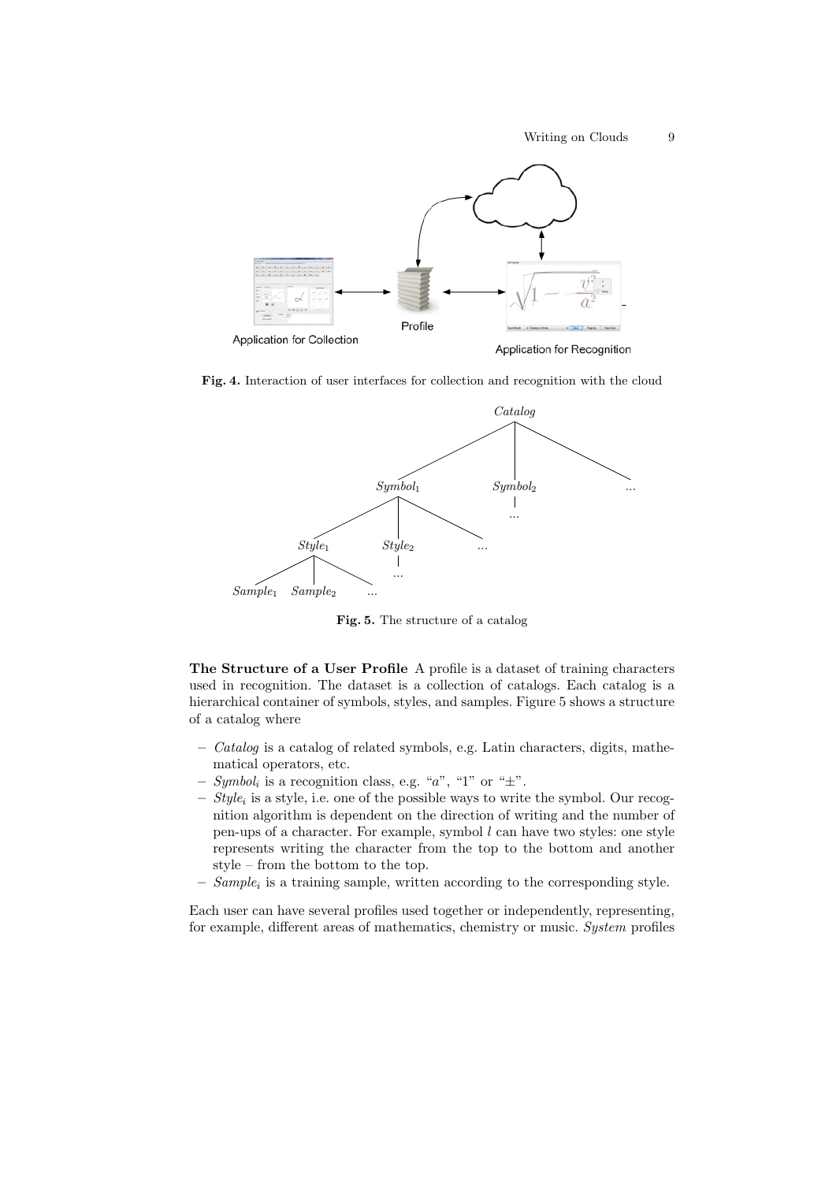Fig. 4. Interaction of user interfaces for collection and recognition with the cloud

Fig. 5. The structure of a catalog

**The Structure of a User Profile** A profile is a dataset of training characters used in recognition. The dataset is a collection of catalogs. Each catalog is a hierarchical container of symbols, styles, and samples. Figure 5 shows a structure of a catalog where

- *Catalog* is a catalog of related symbols, e.g. Latin characters, digits, mathematical operators, etc.
- $Symbol_i$ is a recognition class, e.g. "$a$", "1" or "±".
- $Style_i$ is a style, i.e. one of the possible ways to write the symbol. Our recognition algorithm is dependent on the direction of writing and the number of pen-ups of a character. For example, symbol $l$ can have two styles: one style represents writing the character from the top to the bottom and another style – from the bottom to the top.
- $Sample_i$ is a training sample, written according to the corresponding style.

Each user can have several profiles used together or independently, representing, for example, different areas of mathematics, chemistry or music. *System* profiles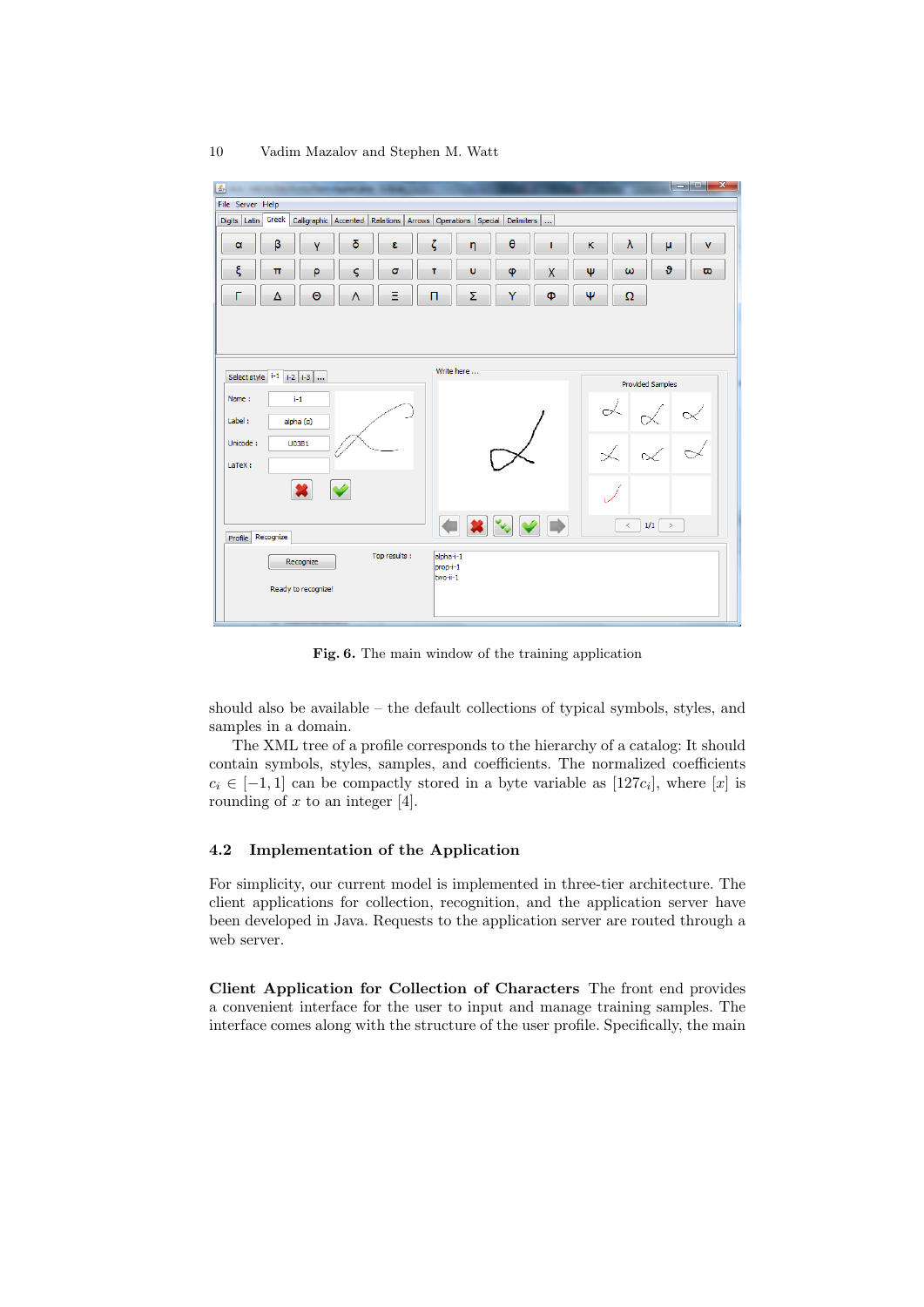Fig. 6. The main window of the training application

should also be available – the default collections of typical symbols, styles, and samples in a domain.

The XML tree of a profile corresponds to the hierarchy of a catalog: It should contain symbols, styles, samples, and coefficients. The normalized coefficients $c_i \in [-1, 1]$ can be compactly stored in a byte variable as $[127c_i]$, where $[x]$ is rounding of $x$ to an integer [4].

### 4.2 Implementation of the Application

For simplicity, our current model is implemented in three-tier architecture. The client applications for collection, recognition, and the application server have been developed in Java. Requests to the application server are routed through a web server.

**Client Application for Collection of Characters** The front end provides a convenient interface for the user to input and manage training samples. The interface comes along with the structure of the user profile. Specifically, the main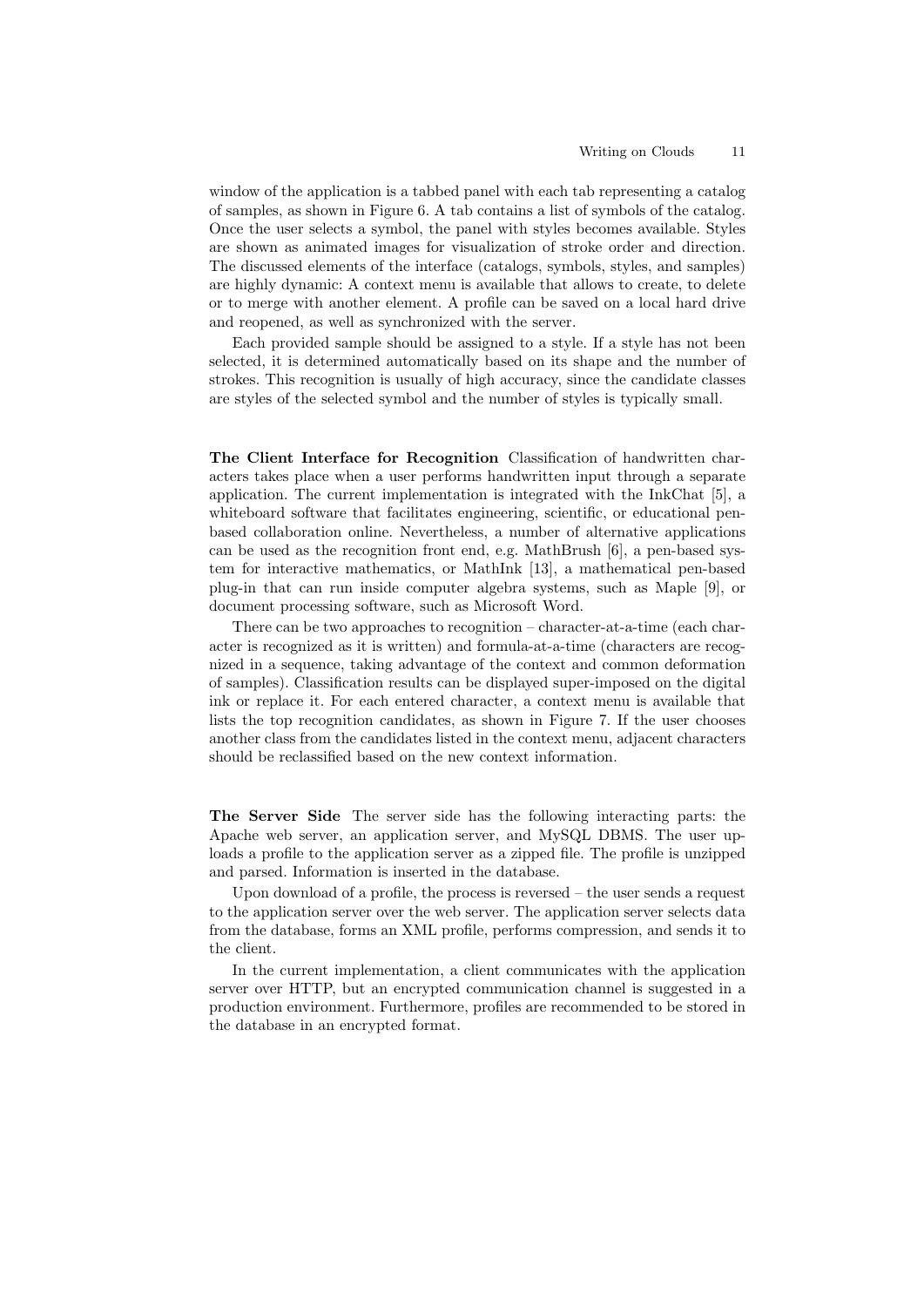window of the application is a tabbed panel with each tab representing a catalog of samples, as shown in Figure 6. A tab contains a list of symbols of the catalog. Once the user selects a symbol, the panel with styles becomes available. Styles are shown as animated images for visualization of stroke order and direction. The discussed elements of the interface (catalogs, symbols, styles, and samples) are highly dynamic: A context menu is available that allows to create, to delete or to merge with another element. A profile can be saved on a local hard drive and reopened, as well as synchronized with the server.

Each provided sample should be assigned to a style. If a style has not been selected, it is determined automatically based on its shape and the number of strokes. This recognition is usually of high accuracy, since the candidate classes are styles of the selected symbol and the number of styles is typically small.

**The Client Interface for Recognition** Classification of handwritten characters takes place when a user performs handwritten input through a separate application. The current implementation is integrated with the InkChat [5], a whiteboard software that facilitates engineering, scientific, or educational pen-based collaboration online. Nevertheless, a number of alternative applications can be used as the recognition front end, e.g. MathBrush [6], a pen-based system for interactive mathematics, or MathInk [13], a mathematical pen-based plug-in that can run inside computer algebra systems, such as Maple [9], or document processing software, such as Microsoft Word.

There can be two approaches to recognition – character-at-a-time (each character is recognized as it is written) and formula-at-a-time (characters are recognized in a sequence, taking advantage of the context and common deformation of samples). Classification results can be displayed super-imposed on the digital ink or replace it. For each entered character, a context menu is available that lists the top recognition candidates, as shown in Figure 7. If the user chooses another class from the candidates listed in the context menu, adjacent characters should be reclassified based on the new context information.

**The Server Side** The server side has the following interacting parts: the Apache web server, an application server, and MySQL DBMS. The user uploads a profile to the application server as a zipped file. The profile is unzipped and parsed. Information is inserted in the database.

Upon download of a profile, the process is reversed – the user sends a request to the application server over the web server. The application server selects data from the database, forms an XML profile, performs compression, and sends it to the client.

In the current implementation, a client communicates with the application server over HTTP, but an encrypted communication channel is suggested in a production environment. Furthermore, profiles are recommended to be stored in the database in an encrypted format.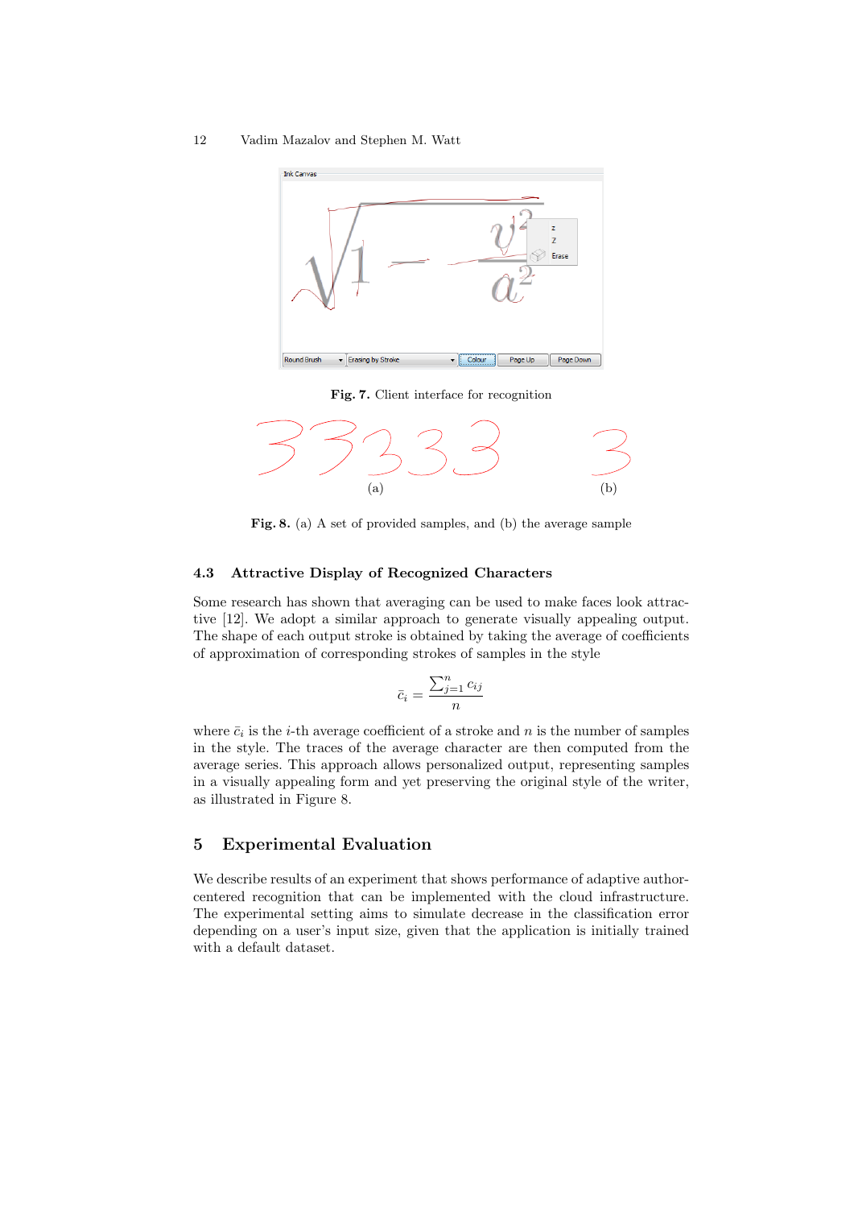**Fig. 7.** Client interface for recognition

**Fig. 8.** (a) A set of provided samples, and (b) the average sample

### 4.3 Attractive Display of Recognized Characters

Some research has shown that averaging can be used to make faces look attractive [12]. We adopt a similar approach to generate visually appealing output. The shape of each output stroke is obtained by taking the average of coefficients of approximation of corresponding strokes of samples in the style

$$\bar{c}_i = \frac{\sum_{j=1}^{n} c_{ij}}{n}$$

where $\bar{c}_i$ is the $i$-th average coefficient of a stroke and $n$ is the number of samples in the style. The traces of the average character are then computed from the average series. This approach allows personalized output, representing samples in a visually appealing form and yet preserving the original style of the writer, as illustrated in Figure 8.

## 5 Experimental Evaluation

We describe results of an experiment that shows performance of adaptive author-centered recognition that can be implemented with the cloud infrastructure. The experimental setting aims to simulate decrease in the classification error depending on a user's input size, given that the application is initially trained with a default dataset.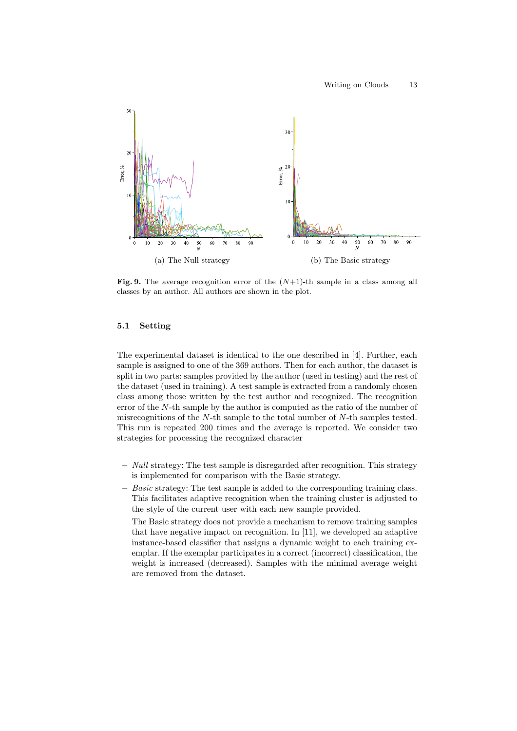(a) The Null strategy

(b) The Basic strategy

**Fig. 9.** The average recognition error of the $(N+1)$-th sample in a class among all classes by an author. All authors are shown in the plot.

### 5.1 Setting

The experimental dataset is identical to the one described in [4]. Further, each sample is assigned to one of the 369 authors. Then for each author, the dataset is split in two parts: samples provided by the author (used in testing) and the rest of the dataset (used in training). A test sample is extracted from a randomly chosen class among those written by the test author and recognized. The recognition error of the $N$-th sample by the author is computed as the ratio of the number of misrecognitions of the $N$-th sample to the total number of $N$-th samples tested. This run is repeated 200 times and the average is reported. We consider two strategies for processing the recognized character

- *Null* strategy: The test sample is disregarded after recognition. This strategy is implemented for comparison with the Basic strategy.
- *Basic* strategy: The test sample is added to the corresponding training class. This facilitates adaptive recognition when the training cluster is adjusted to the style of the current user with each new sample provided.

  The Basic strategy does not provide a mechanism to remove training samples that have negative impact on recognition. In [11], we developed an adaptive instance-based classifier that assigns a dynamic weight to each training exemplar. If the exemplar participates in a correct (incorrect) classification, the weight is increased (decreased). Samples with the minimal average weight are removed from the dataset.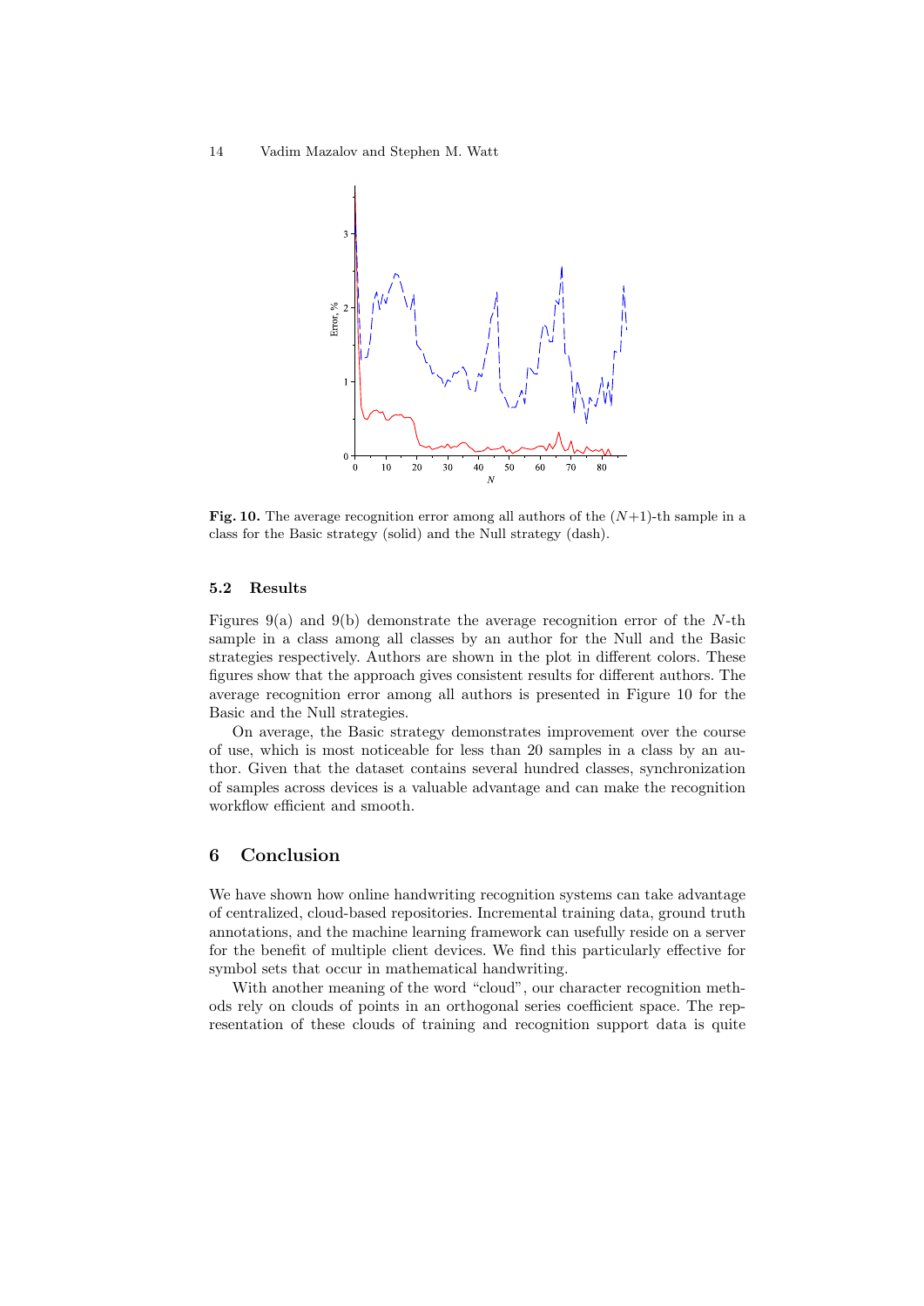Fig. 10. The average recognition error among all authors of the $(N+1)$-th sample in a class for the Basic strategy (solid) and the Null strategy (dash).

### 5.2 Results

Figures 9(a) and 9(b) demonstrate the average recognition error of the $N$-th sample in a class among all classes by an author for the Null and the Basic strategies respectively. Authors are shown in the plot in different colors. These figures show that the approach gives consistent results for different authors. The average recognition error among all authors is presented in Figure 10 for the Basic and the Null strategies.

On average, the Basic strategy demonstrates improvement over the course of use, which is most noticeable for less than 20 samples in a class by an author. Given that the dataset contains several hundred classes, synchronization of samples across devices is a valuable advantage and can make the recognition workflow efficient and smooth.

## 6 Conclusion

We have shown how online handwriting recognition systems can take advantage of centralized, cloud-based repositories. Incremental training data, ground truth annotations, and the machine learning framework can usefully reside on a server for the benefit of multiple client devices. We find this particularly effective for symbol sets that occur in mathematical handwriting.

With another meaning of the word "cloud", our character recognition methods rely on clouds of points in an orthogonal series coefficient space. The representation of these clouds of training and recognition support data is quite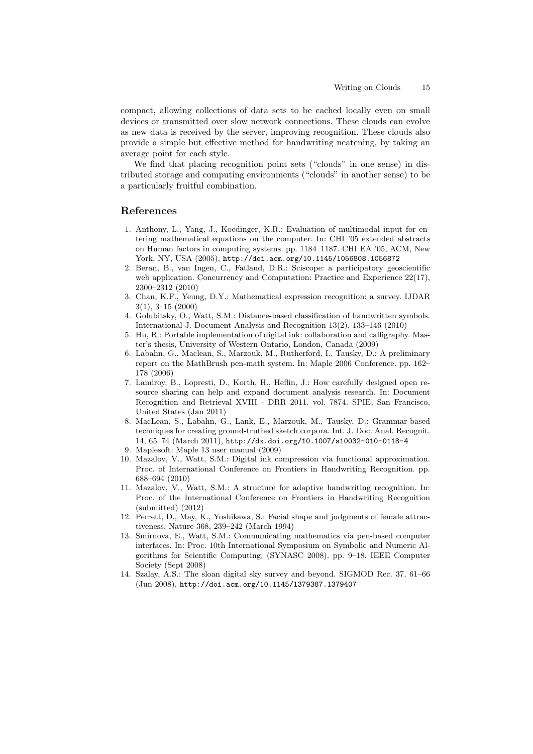compact, allowing collections of data sets to be cached locally even on small devices or transmitted over slow network connections. These clouds can evolve as new data is received by the server, improving recognition. These clouds also provide a simple but effective method for handwriting neatening, by taking an average point for each style.

We find that placing recognition point sets ("clouds" in one sense) in distributed storage and computing environments ("clouds" in another sense) to be a particularly fruitful combination.

## References

1. Anthony, L., Yang, J., Koedinger, K.R.: Evaluation of multimodal input for entering mathematical equations on the computer. In: CHI '05 extended abstracts on Human factors in computing systems. pp. 1184–1187. CHI EA '05, ACM, New York, NY, USA (2005), http://doi.acm.org/10.1145/1056808.1056872
2. Beran, B., van Ingen, C., Fatland, D.R.: Sciscope: a participatory geoscientific web application. Concurrency and Computation: Practice and Experience 22(17), 2300–2312 (2010)
3. Chan, K.F., Yeung, D.Y.: Mathematical expression recognition: a survey. IJDAR 3(1), 3–15 (2000)
4. Golubitsky, O., Watt, S.M.: Distance-based classification of handwritten symbols. International J. Document Analysis and Recognition 13(2), 133–146 (2010)
5. Hu, R.: Portable implementation of digital ink: collaboration and calligraphy. Master's thesis, University of Western Ontario, London, Canada (2009)
6. Labahn, G., Maclean, S., Marzouk, M., Rutherford, I., Tausky, D.: A preliminary report on the MathBrush pen-math system. In: Maple 2006 Conference. pp. 162–178 (2006)
7. Lamiroy, B., Lopresti, D., Korth, H., Heflin, J.: How carefully designed open resource sharing can help and expand document analysis research. In: Document Recognition and Retrieval XVIII - DRR 2011. vol. 7874. SPIE, San Francisco, United States (Jan 2011)
8. MacLean, S., Labahn, G., Lank, E., Marzouk, M., Tausky, D.: Grammar-based techniques for creating ground-truthed sketch corpora. Int. J. Doc. Anal. Recognit. 14, 65–74 (March 2011), http://dx.doi.org/10.1007/s10032-010-0118-4
9. Maplesoft: Maple 13 user manual (2009)
10. Mazalov, V., Watt, S.M.: Digital ink compression via functional approximation. Proc. of International Conference on Frontiers in Handwriting Recognition. pp. 688–694 (2010)
11. Mazalov, V., Watt, S.M.: A structure for adaptive handwriting recognition. In: Proc. of the International Conference on Frontiers in Handwriting Recognition (submitted) (2012)
12. Perrett, D., May, K., Yoshikawa, S.: Facial shape and judgments of female attractiveness. Nature 368, 239–242 (March 1994)
13. Smirnova, E., Watt, S.M.: Communicating mathematics via pen-based computer interfaces. In: Proc. 10th International Symposium on Symbolic and Numeric Algorithms for Scientific Computing, (SYNASC 2008). pp. 9–18. IEEE Computer Society (Sept 2008)
14. Szalay, A.S.: The sloan digital sky survey and beyond. SIGMOD Rec. 37, 61–66 (Jun 2008), http://doi.acm.org/10.1145/1379387.1379407